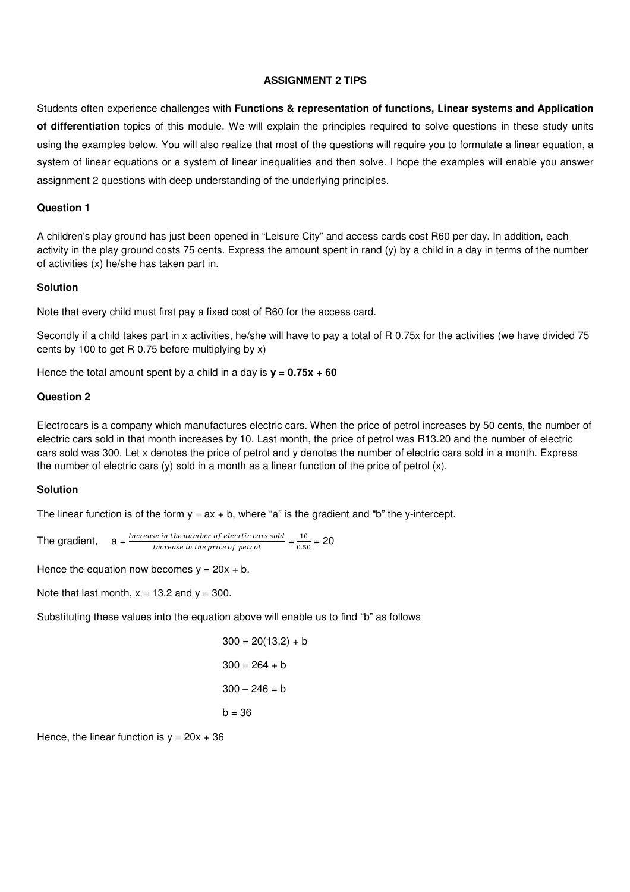## ASSIGNMENT 2 TIPS

Students often experience challenges with **Functions & representation of functions, Linear systems and Application of differentiation** topics of this module. We will explain the principles required to solve questions in these study units using the examples below. You will also realize that most of the questions will require you to formulate a linear equation, a system of linear equations or a system of linear inequalities and then solve. I hope the examples will enable you answer assignment 2 questions with deep understanding of the underlying principles.

### Question 1

A children's play ground has just been opened in "Leisure City" and access cards cost R60 per day. In addition, each activity in the play ground costs 75 cents. Express the amount spent in rand (y) by a child in a day in terms of the number of activities (x) he/she has taken part in.

### Solution

Note that every child must first pay a fixed cost of R60 for the access card.

Secondly if a child takes part in x activities, he/she will have to pay a total of R 0.75x for the activities (we have divided 75 cents by 100 to get R 0.75 before multiplying by x)

Hence the total amount spent by a child in a day is $\mathbf{y = 0.75x + 60}$

### Question 2

Electrocars is a company which manufactures electric cars. When the price of petrol increases by 50 cents, the number of electric cars sold in that month increases by 10. Last month, the price of petrol was R13.20 and the number of electric cars sold was 300. Let x denotes the price of petrol and y denotes the number of electric cars sold in a month. Express the number of electric cars (y) sold in a month as a linear function of the price of petrol (x).

### Solution

The linear function is of the form $y = ax + b$, where "a" is the gradient and "b" the y-intercept.

The gradient, $a = \frac{\textit{Increase in the number of elecrtic cars sold}}{\textit{Increase in the price of petrol}} = \frac{10}{0.50} = 20$

Hence the equation now becomes $y = 20x + b$.

Note that last month, $x = 13.2$ and $y = 300$.

Substituting these values into the equation above will enable us to find "b" as follows

$$300 = 20(13.2) + b$$

$$300 = 264 + b$$

$$300 - 246 = b$$

$$b = 36$$

Hence, the linear function is $y = 20x + 36$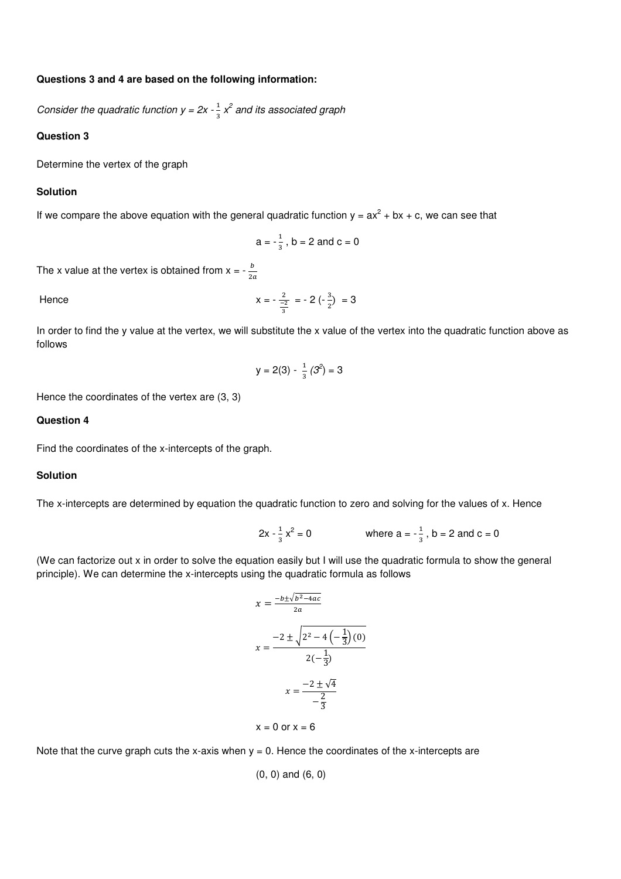**Questions 3 and 4 are based on the following information:**

*Consider the quadratic function $y = 2x - \frac{1}{3}x^2$ and its associated graph*

**Question 3**

Determine the vertex of the graph

**Solution**

If we compare the above equation with the general quadratic function $y = ax^2 + bx + c$, we can see that

$$a = -\frac{1}{3}, \ b = 2 \text{ and } c = 0$$

The x value at the vertex is obtained from $x = -\frac{b}{2a}$

Hence

$$x = -\frac{2}{\frac{-2}{3}} = -2\left(-\frac{3}{2}\right) = 3$$

In order to find the y value at the vertex, we will substitute the x value of the vertex into the quadratic function above as follows

$$y = 2(3) - \frac{1}{3}(3^2) = 3$$

Hence the coordinates of the vertex are (3, 3)

**Question 4**

Find the coordinates of the x-intercepts of the graph.

**Solution**

The x-intercepts are determined by equation the quadratic function to zero and solving for the values of x. Hence

$$2x - \frac{1}{3}x^2 = 0 \qquad \text{where } a = -\frac{1}{3}, \ b = 2 \text{ and } c = 0$$

(We can factorize out x in order to solve the equation easily but I will use the quadratic formula to show the general principle). We can determine the x-intercepts using the quadratic formula as follows

$$x = \frac{-b \pm \sqrt{b^2 - 4ac}}{2a}$$

$$x = \frac{-2 \pm \sqrt{2^2 - 4\left(-\frac{1}{3}\right)(0)}}{2\left(-\frac{1}{3}\right)}$$

$$x = \frac{-2 \pm \sqrt{4}}{-\frac{2}{3}}$$

$$x = 0 \text{ or } x = 6$$

Note that the curve graph cuts the x-axis when y = 0. Hence the coordinates of the x-intercepts are

(0, 0) and (6, 0)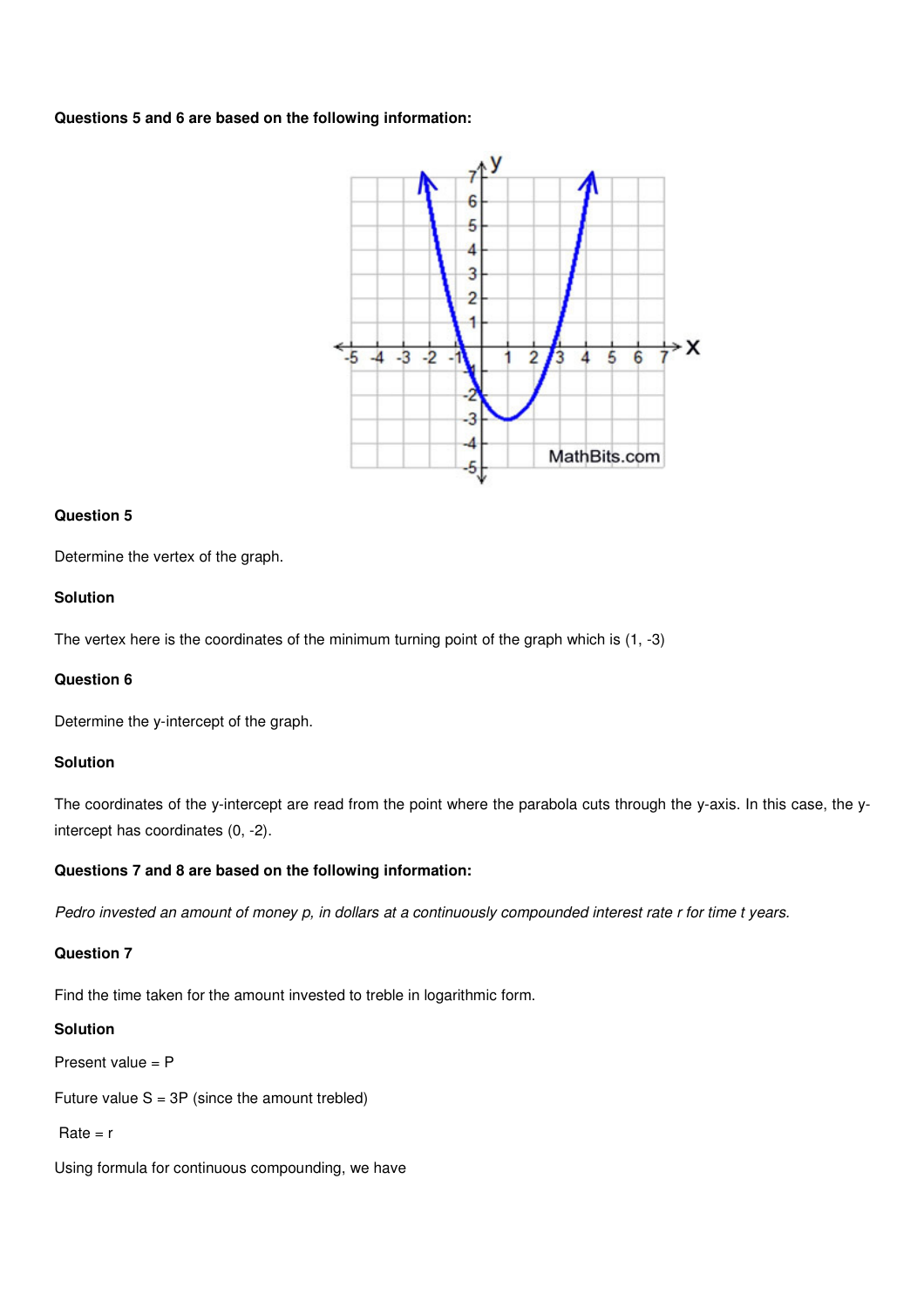**Questions 5 and 6 are based on the following information:**

**Question 5**

Determine the vertex of the graph.

**Solution**

The vertex here is the coordinates of the minimum turning point of the graph which is (1, -3)

**Question 6**

Determine the y-intercept of the graph.

**Solution**

The coordinates of the y-intercept are read from the point where the parabola cuts through the y-axis. In this case, the y-intercept has coordinates (0, -2).

**Questions 7 and 8 are based on the following information:**

*Pedro invested an amount of money p, in dollars at a continuously compounded interest rate r for time t years.*

**Question 7**

Find the time taken for the amount invested to treble in logarithmic form.

**Solution**

Present value = P

Future value S = 3P (since the amount trebled)

Rate = r

Using formula for continuous compounding, we have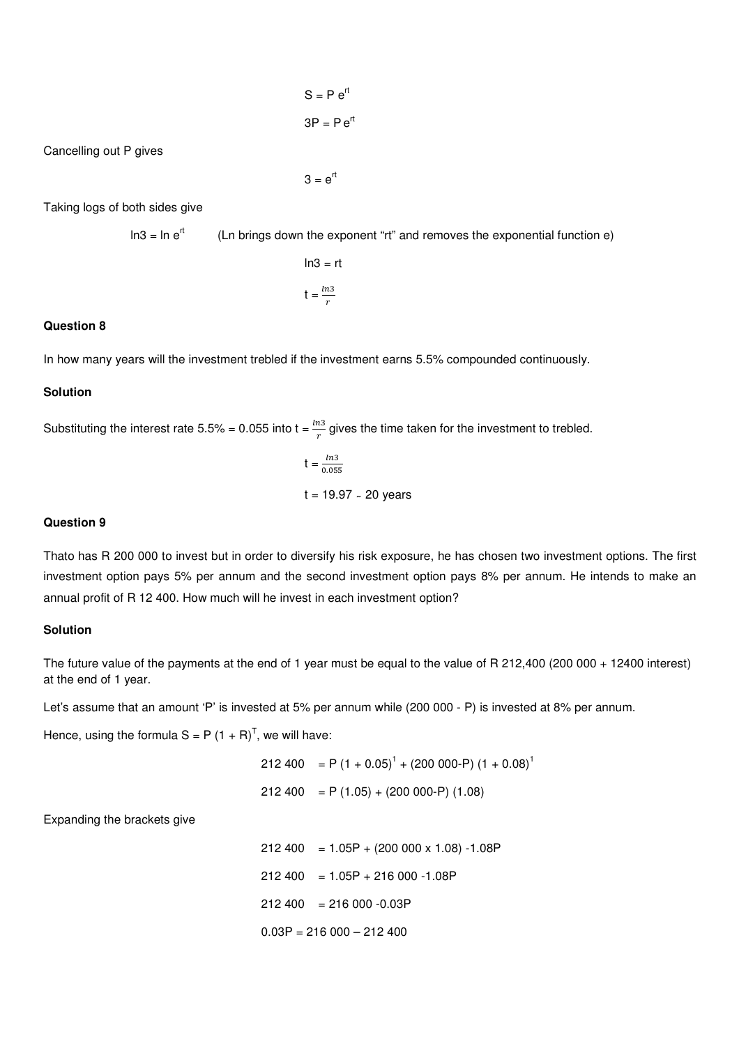$$S = P e^{rt}$$

$$3P = P e^{rt}$$

Cancelling out P gives

$$3 = e^{rt}$$

Taking logs of both sides give

$\ln 3 = \ln e^{rt}$ (Ln brings down the exponent "rt" and removes the exponential function e)

$$\ln 3 = rt$$

$$t = \frac{\ln 3}{r}$$

**Question 8**

In how many years will the investment trebled if the investment earns 5.5% compounded continuously.

**Solution**

Substituting the interest rate 5.5% = 0.055 into $t = \frac{\ln 3}{r}$ gives the time taken for the investment to trebled.

$$t = \frac{\ln 3}{0.055}$$

$$t = 19.97 \sim 20 \text{ years}$$

**Question 9**

Thato has R 200 000 to invest but in order to diversify his risk exposure, he has chosen two investment options. The first investment option pays 5% per annum and the second investment option pays 8% per annum. He intends to make an annual profit of R 12 400. How much will he invest in each investment option?

**Solution**

The future value of the payments at the end of 1 year must be equal to the value of R 212,400 (200 000 + 12400 interest) at the end of 1 year.

Let's assume that an amount 'P' is invested at 5% per annum while (200 000 - P) is invested at 8% per annum.

Hence, using the formula $S = P(1 + R)^T$, we will have:

$$212\,400 = P(1 + 0.05)^1 + (200\,000 - P)(1 + 0.08)^1$$

$$212\,400 = P(1.05) + (200\,000 - P)(1.08)$$

Expanding the brackets give

$$212\,400 = 1.05P + (200\,000 \times 1.08) - 1.08P$$

$$212\,400 = 1.05P + 216\,000 - 1.08P$$

$$212\,400 = 216\,000 - 0.03P$$

$$0.03P = 216\,000 - 212\,400$$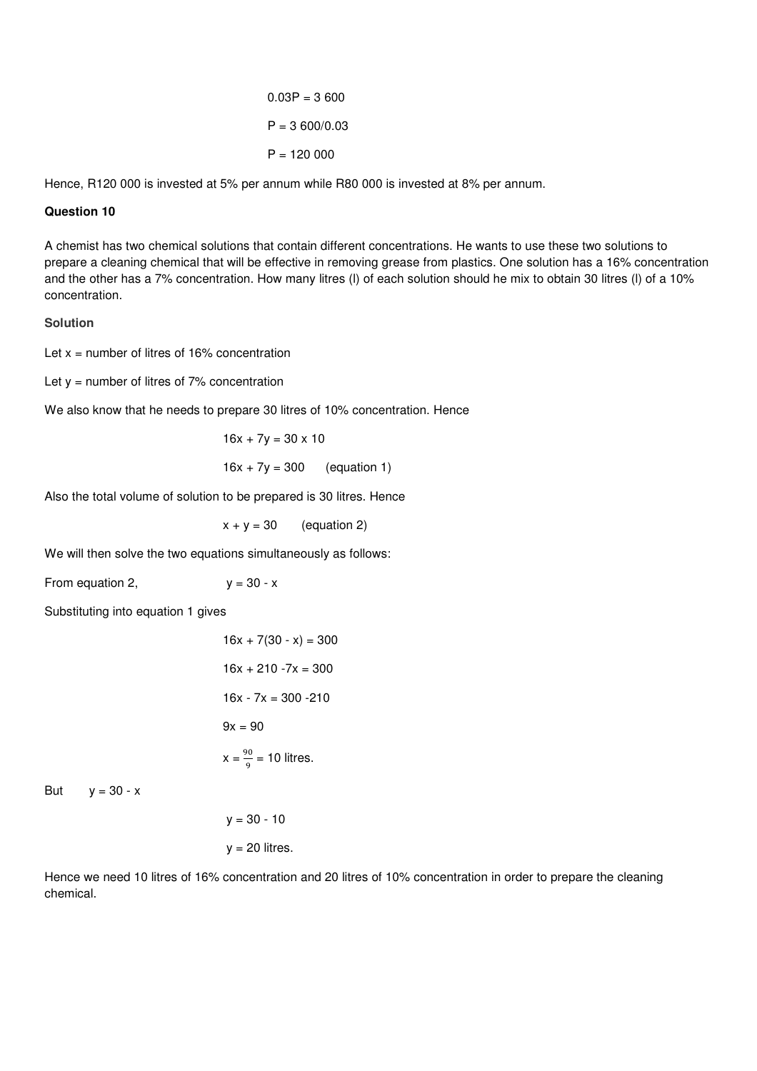$$0.03P = 3\ 600$$

$$P = 3\ 600/0.03$$

$$P = 120\ 000$$

Hence, R120 000 is invested at 5% per annum while R80 000 is invested at 8% per annum.

**Question 10**

A chemist has two chemical solutions that contain different concentrations. He wants to use these two solutions to prepare a cleaning chemical that will be effective in removing grease from plastics. One solution has a 16% concentration and the other has a 7% concentration. How many litres (l) of each solution should he mix to obtain 30 litres (l) of a 10% concentration.

**Solution**

Let $x$ = number of litres of 16% concentration

Let $y$ = number of litres of 7% concentration

We also know that he needs to prepare 30 litres of 10% concentration. Hence

$$16x + 7y = 30 \times 10$$

$$16x + 7y = 300 \qquad \text{(equation 1)}$$

Also the total volume of solution to be prepared is 30 litres. Hence

$$x + y = 30 \qquad \text{(equation 2)}$$

We will then solve the two equations simultaneously as follows:

From equation 2, $\quad y = 30 - x$

Substituting into equation 1 gives

$$16x + 7(30 - x) = 300$$

$$16x + 210 - 7x = 300$$

$$16x - 7x = 300 - 210$$

$$9x = 90$$

$$x = \frac{90}{9} = 10 \text{ litres.}$$

But $\quad y = 30 - x$

$$y = 30 - 10$$

$$y = 20 \text{ litres.}$$

Hence we need 10 litres of 16% concentration and 20 litres of 10% concentration in order to prepare the cleaning chemical.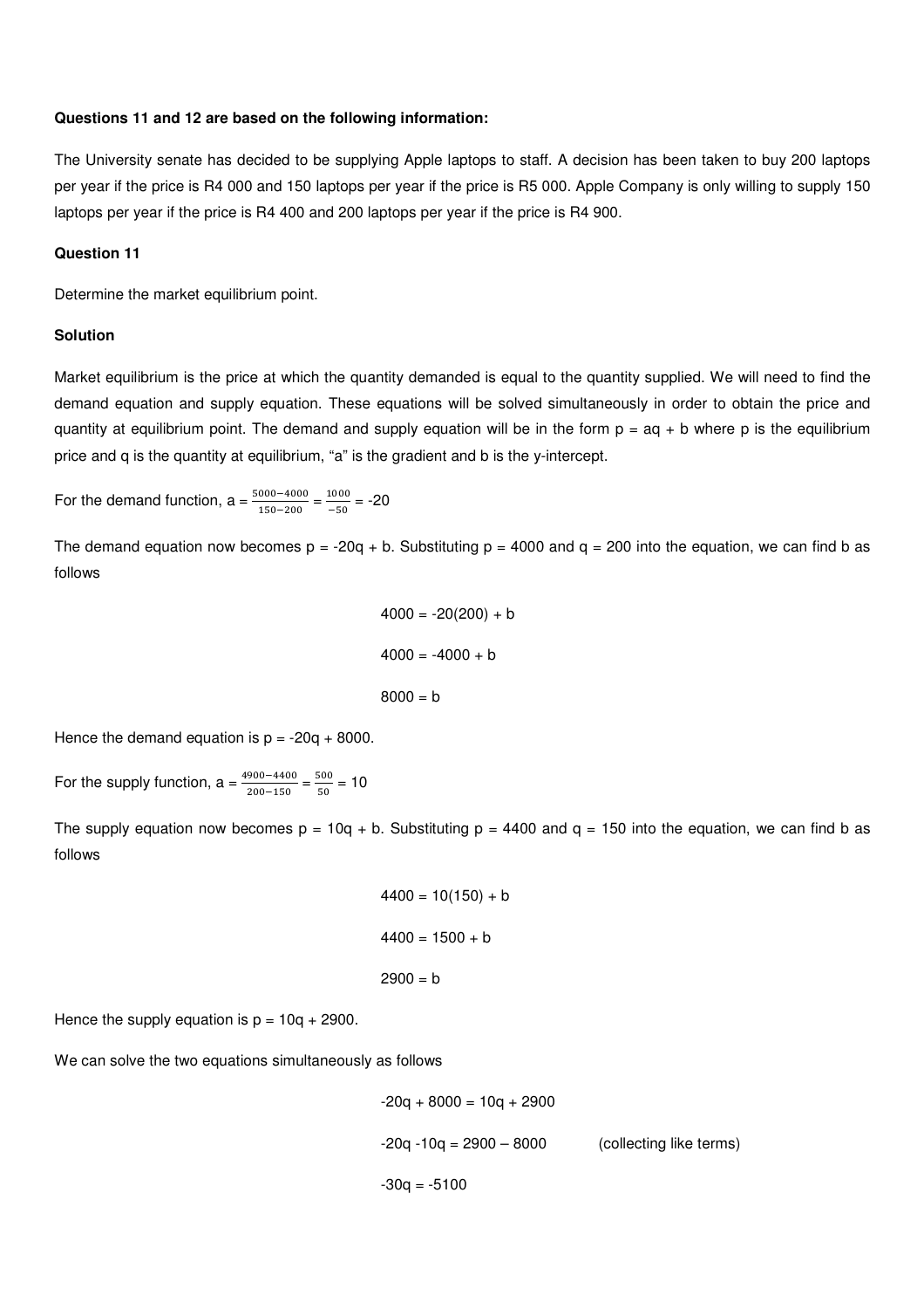**Questions 11 and 12 are based on the following information:**

The University senate has decided to be supplying Apple laptops to staff. A decision has been taken to buy 200 laptops per year if the price is R4 000 and 150 laptops per year if the price is R5 000. Apple Company is only willing to supply 150 laptops per year if the price is R4 400 and 200 laptops per year if the price is R4 900.

**Question 11**

Determine the market equilibrium point.

**Solution**

Market equilibrium is the price at which the quantity demanded is equal to the quantity supplied. We will need to find the demand equation and supply equation. These equations will be solved simultaneously in order to obtain the price and quantity at equilibrium point. The demand and supply equation will be in the form $p = aq + b$ where p is the equilibrium price and q is the quantity at equilibrium, "a" is the gradient and b is the y-intercept.

For the demand function, $a = \frac{5000-4000}{150-200} = \frac{1000}{-50} = -20$

The demand equation now becomes $p = -20q + b$. Substituting $p = 4000$ and $q = 200$ into the equation, we can find b as follows

$$4000 = -20(200) + b$$

$$4000 = -4000 + b$$

$$8000 = b$$

Hence the demand equation is $p = -20q + 8000$.

For the supply function, $a = \frac{4900-4400}{200-150} = \frac{500}{50} = 10$

The supply equation now becomes $p = 10q + b$. Substituting $p = 4400$ and $q = 150$ into the equation, we can find b as follows

$$4400 = 10(150) + b$$

$$4400 = 1500 + b$$

$$2900 = b$$

Hence the supply equation is $p = 10q + 2900$.

We can solve the two equations simultaneously as follows

$$-20q + 8000 = 10q + 2900$$

$$-20q - 10q = 2900 - 8000 \quad \text{(collecting like terms)}$$

$$-30q = -5100$$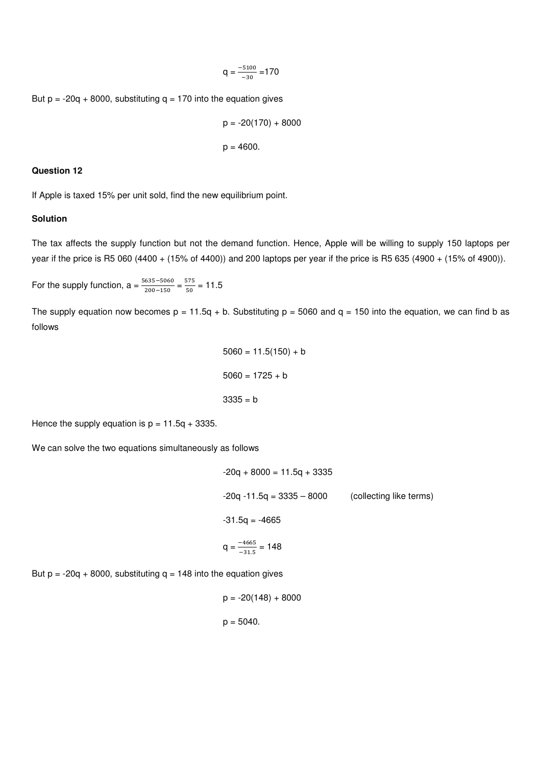$$q = \frac{-5100}{-30} = 170$$

But p = -20q + 8000, substituting q = 170 into the equation gives

$$p = -20(170) + 8000$$

$$p = 4600.$$

**Question 12**

If Apple is taxed 15% per unit sold, find the new equilibrium point.

**Solution**

The tax affects the supply function but not the demand function. Hence, Apple will be willing to supply 150 laptops per year if the price is R5 060 (4400 + (15% of 4400)) and 200 laptops per year if the price is R5 635 (4900 + (15% of 4900)).

For the supply function, $a = \frac{5635-5060}{200-150} = \frac{575}{50} = 11.5$

The supply equation now becomes p = 11.5q + b. Substituting p = 5060 and q = 150 into the equation, we can find b as follows

$$5060 = 11.5(150) + b$$

$$5060 = 1725 + b$$

$$3335 = b$$

Hence the supply equation is p = 11.5q + 3335.

We can solve the two equations simultaneously as follows

$$-20q + 8000 = 11.5q + 3335$$

$$-20q - 11.5q = 3335 - 8000 \qquad \text{(collecting like terms)}$$

$$-31.5q = -4665$$

$$q = \frac{-4665}{-31.5} = 148$$

But p = -20q + 8000, substituting q = 148 into the equation gives

$$p = -20(148) + 8000$$

$$p = 5040.$$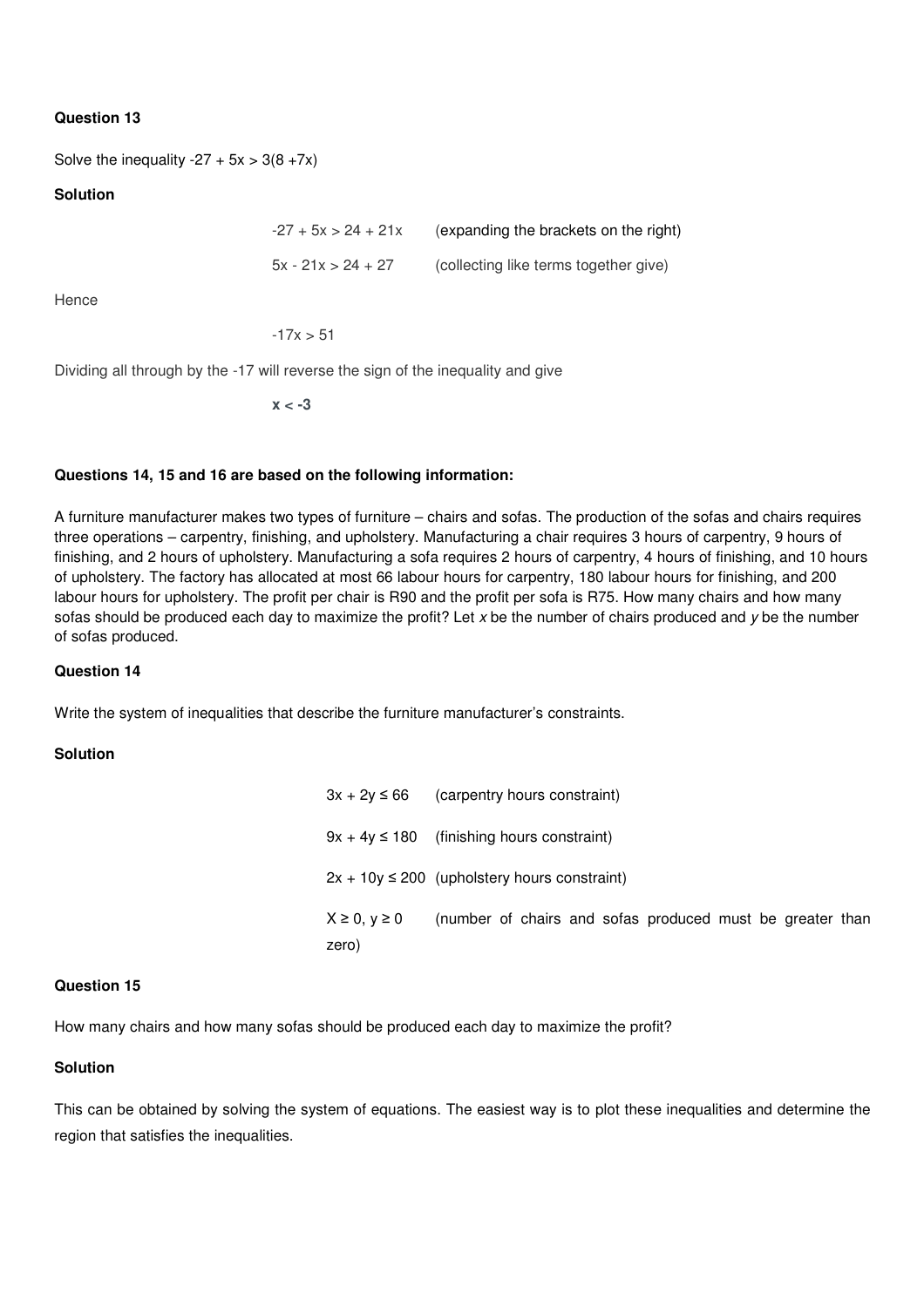**Question 13**

Solve the inequality $-27 + 5x > 3(8 + 7x)$

**Solution**

$-27 + 5x > 24 + 21x$ (expanding the brackets on the right)

$5x - 21x > 24 + 27$ (collecting like terms together give)

Hence

$-17x > 51$

Dividing all through by the -17 will reverse the sign of the inequality and give

$\mathbf{x < -3}$

**Questions 14, 15 and 16 are based on the following information:**

A furniture manufacturer makes two types of furniture – chairs and sofas. The production of the sofas and chairs requires three operations – carpentry, finishing, and upholstery. Manufacturing a chair requires 3 hours of carpentry, 9 hours of finishing, and 2 hours of upholstery. Manufacturing a sofa requires 2 hours of carpentry, 4 hours of finishing, and 10 hours of upholstery. The factory has allocated at most 66 labour hours for carpentry, 180 labour hours for finishing, and 200 labour hours for upholstery. The profit per chair is R90 and the profit per sofa is R75. How many chairs and how many sofas should be produced each day to maximize the profit? Let *x* be the number of chairs produced and *y* be the number of sofas produced.

**Question 14**

Write the system of inequalities that describe the furniture manufacturer's constraints.

**Solution**

$3x + 2y \leq 66$ (carpentry hours constraint)

$9x + 4y \leq 180$ (finishing hours constraint)

$2x + 10y \leq 200$ (upholstery hours constraint)

$X \geq 0, y \geq 0$ (number of chairs and sofas produced must be greater than zero)

**Question 15**

How many chairs and how many sofas should be produced each day to maximize the profit?

**Solution**

This can be obtained by solving the system of equations. The easiest way is to plot these inequalities and determine the region that satisfies the inequalities.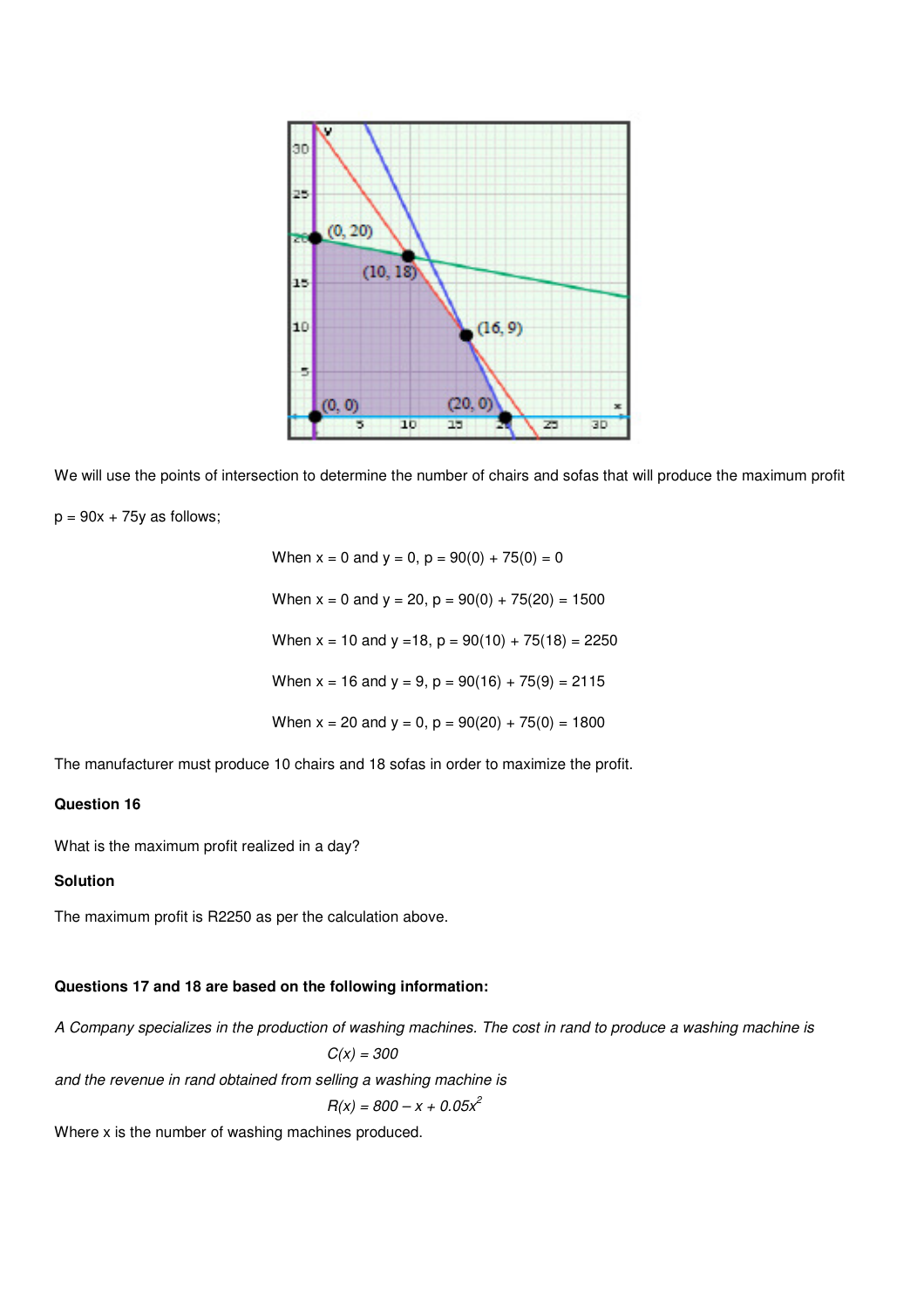We will use the points of intersection to determine the number of chairs and sofas that will produce the maximum profit

$p = 90x + 75y$ as follows;

When $x = 0$ and $y = 0$, $p = 90(0) + 75(0) = 0$

When $x = 0$ and $y = 20$, $p = 90(0) + 75(20) = 1500$

When $x = 10$ and $y = 18$, $p = 90(10) + 75(18) = 2250$

When $x = 16$ and $y = 9$, $p = 90(16) + 75(9) = 2115$

When $x = 20$ and $y = 0$, $p = 90(20) + 75(0) = 1800$

The manufacturer must produce 10 chairs and 18 sofas in order to maximize the profit.

**Question 16**

What is the maximum profit realized in a day?

**Solution**

The maximum profit is R2250 as per the calculation above.

**Questions 17 and 18 are based on the following information:**

*A Company specializes in the production of washing machines. The cost in rand to produce a washing machine is*

$$C(x) = 300$$

*and the revenue in rand obtained from selling a washing machine is*

$$R(x) = 800 - x + 0.05x^2$$

Where x is the number of washing machines produced.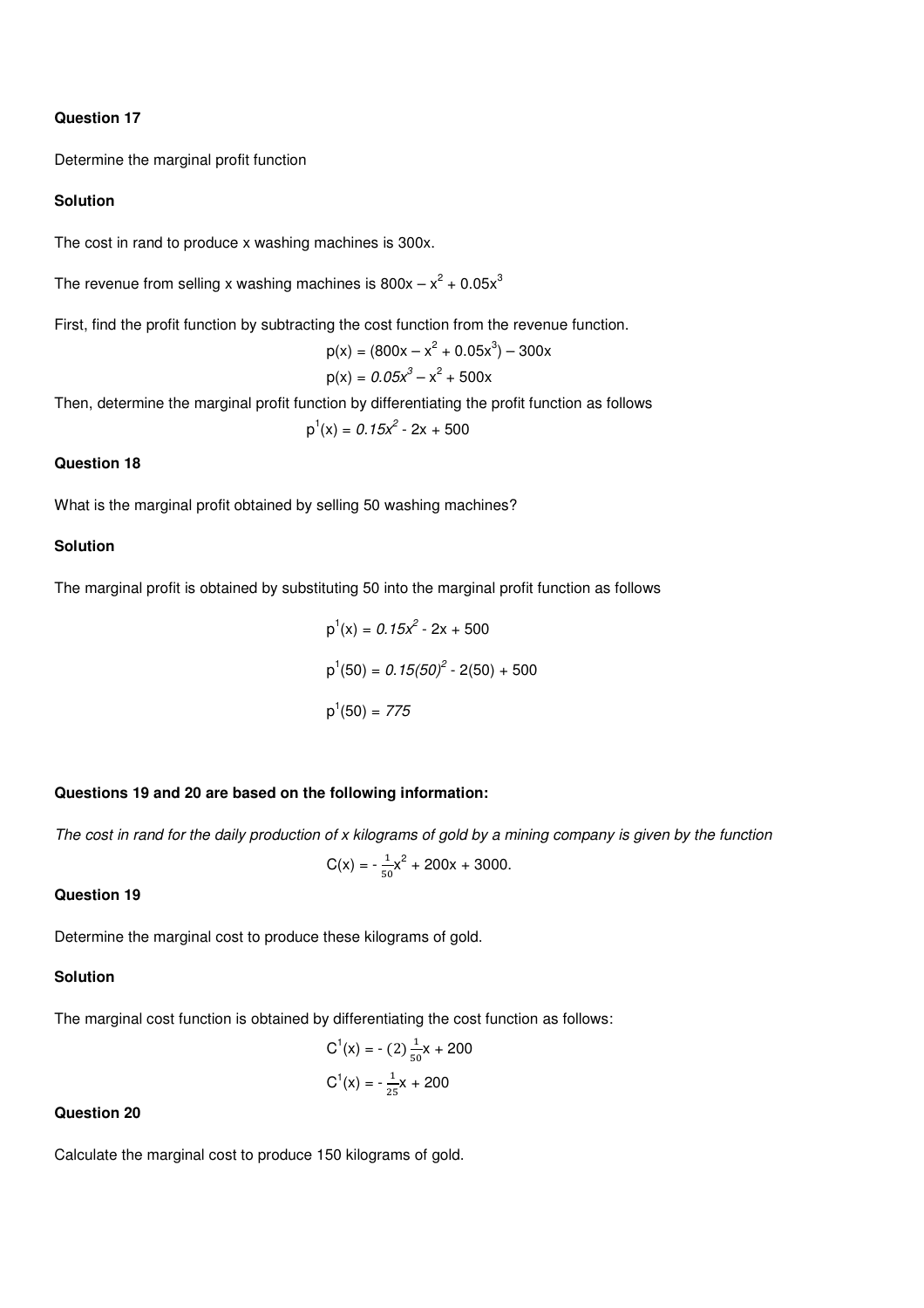**Question 17**

Determine the marginal profit function

**Solution**

The cost in rand to produce x washing machines is 300x.

The revenue from selling x washing machines is $800x – x^2 + 0.05x^3$

First, find the profit function by subtracting the cost function from the revenue function.

$$p(x) = (800x – x^2 + 0.05x^3) – 300x$$

$$p(x) = 0.05x^3 – x^2 + 500x$$

Then, determine the marginal profit function by differentiating the profit function as follows

$$p^1(x) = 0.15x^2 - 2x + 500$$

**Question 18**

What is the marginal profit obtained by selling 50 washing machines?

**Solution**

The marginal profit is obtained by substituting 50 into the marginal profit function as follows

$$p^1(x) = 0.15x^2 - 2x + 500$$

$$p^1(50) = 0.15(50)^2 - 2(50) + 500$$

$$p^1(50) = 775$$

**Questions 19 and 20 are based on the following information:**

*The cost in rand for the daily production of x kilograms of gold by a mining company is given by the function*

$$C(x) = -\frac{1}{50}x^2 + 200x + 3000.$$

**Question 19**

Determine the marginal cost to produce these kilograms of gold.

**Solution**

The marginal cost function is obtained by differentiating the cost function as follows:

$$C^1(x) = -(2)\frac{1}{50}x + 200$$

$$C^1(x) = -\frac{1}{25}x + 200$$

**Question 20**

Calculate the marginal cost to produce 150 kilograms of gold.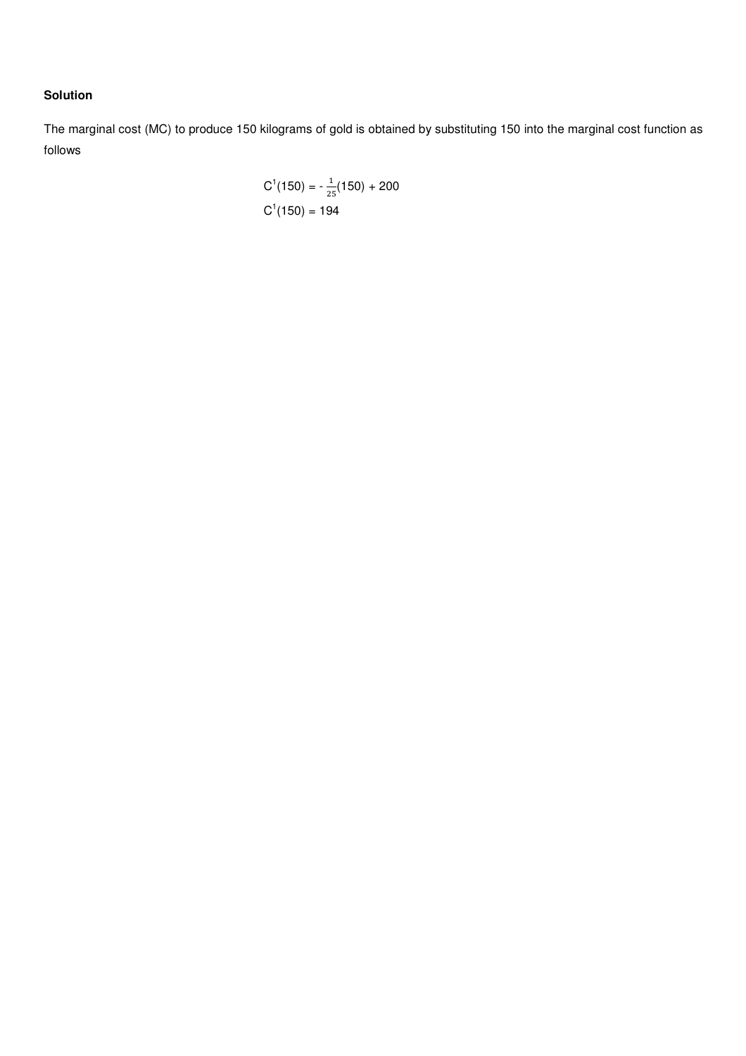**Solution**

The marginal cost (MC) to produce 150 kilograms of gold is obtained by substituting 150 into the marginal cost function as follows

$$C^1(150) = -\frac{1}{25}(150) + 200$$

$$C^1(150) = 194$$